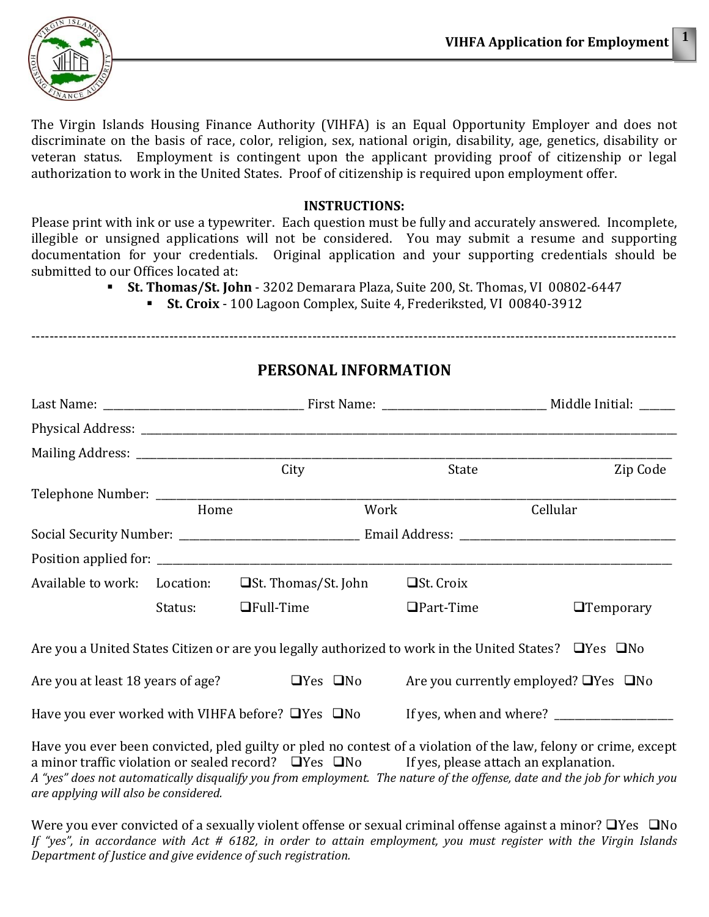# VIHFA Application for Employment

The Virgin Islands Housing Finance Authority (VIHFA) is an Equal Opportunity Employer and does not discriminate on the basis of race, color, religion, sex, national origin, disability, age, genetics, disability or veteran status. Employment is contingent upon the applicant providing proof of citizenship or legal authorization to work in the United States. Proof of citizenship is required upon employment offer.

**INSTRUCTIONS:**

Please print with ink or use a typewriter. Each question must be fully and accurately answered. Incomplete, illegible or unsigned applications will not be considered. You may submit a resume and supporting documentation for your credentials. Original application and your supporting credentials should be submitted to our Offices located at:

- **St. Thomas/St. John** - 3202 Demarara Plaza, Suite 200, St. Thomas, VI 00802-6447
- **St. Croix** - 100 Lagoon Complex, Suite 4, Frederiksted, VI 00840-3912

---

## PERSONAL INFORMATION

Last Name: ______________________ First Name: ____________________ Middle Initial: ______

Physical Address: ________________________________________________________________

Mailing Address: ________________________________________________________________
City State Zip Code

Telephone Number: ______________________________________________________________
Home Work Cellular

Social Security Number: ____________________ Email Address: _________________________

Position applied for: ______________________________________________________________

Available to work: Location: ❑St. Thomas/St. John ❑St. Croix

Status: ❑Full-Time ❑Part-Time ❑Temporary

Are you a United States Citizen or are you legally authorized to work in the United States? ❑Yes ❑No

Are you at least 18 years of age? ❑Yes ❑No Are you currently employed? ❑Yes ❑No

Have you ever worked with VIHFA before? ❑Yes ❑No If yes, when and where? ________________

Have you ever been convicted, pled guilty or pled no contest of a violation of the law, felony or crime, except a minor traffic violation or sealed record? ❑Yes ❑No If yes, please attach an explanation.
*A "yes" does not automatically disqualify you from employment. The nature of the offense, date and the job for which you are applying will also be considered.*

Were you ever convicted of a sexually violent offense or sexual criminal offense against a minor? ❑Yes ❑No
*If "yes", in accordance with Act # 6182, in order to attain employment, you must register with the Virgin Islands Department of Justice and give evidence of such registration.*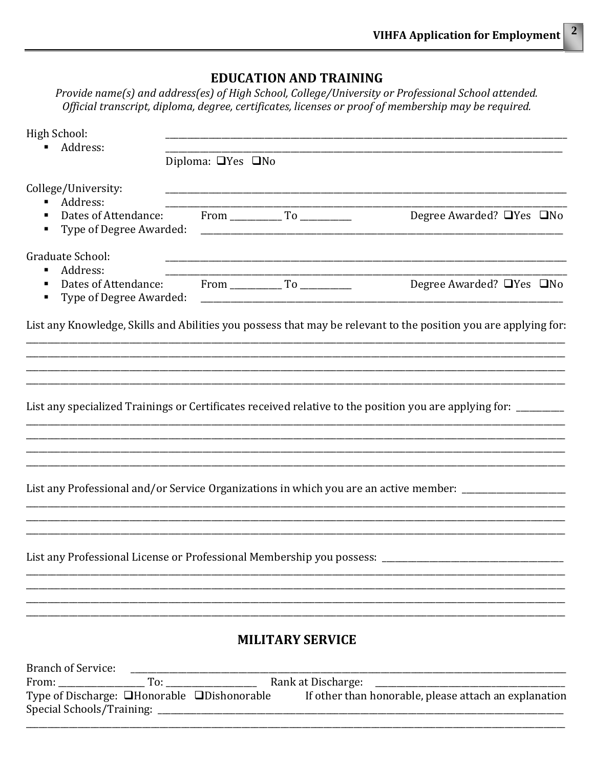## EDUCATION AND TRAINING

*Provide name(s) and address(es) of High School, College/University or Professional School attended. Official transcript, diploma, degree, certificates, licenses or proof of membership may be required.*

High School: ______________________________________________

- Address: ______________________________________________

Diploma: ❑Yes ❑No

College/University: ______________________________________________

- Address: ______________________________________________
- Dates of Attendance: From __________ To __________ Degree Awarded? ❑Yes ❑No
- Type of Degree Awarded: ______________________________________________

Graduate School: ______________________________________________

- Address: ______________________________________________
- Dates of Attendance: From __________ To __________ Degree Awarded? ❑Yes ❑No
- Type of Degree Awarded: ______________________________________________

List any Knowledge, Skills and Abilities you possess that may be relevant to the position you are applying for:

______________________________________________

______________________________________________

______________________________________________

______________________________________________

List any specialized Trainings or Certificates received relative to the position you are applying for: __________

______________________________________________

______________________________________________

______________________________________________

______________________________________________

List any Professional and/or Service Organizations in which you are an active member: ____________________

______________________________________________

______________________________________________

______________________________________________

List any Professional License or Professional Membership you possess: ______________________________

______________________________________________

______________________________________________

______________________________________________

______________________________________________

## MILITARY SERVICE

Branch of Service: ______________________________________________

From: ________________ To: ________________ Rank at Discharge: ________________________

Type of Discharge: ❑Honorable ❑Dishonorable If other than honorable, please attach an explanation

Special Schools/Training: ______________________________________________

______________________________________________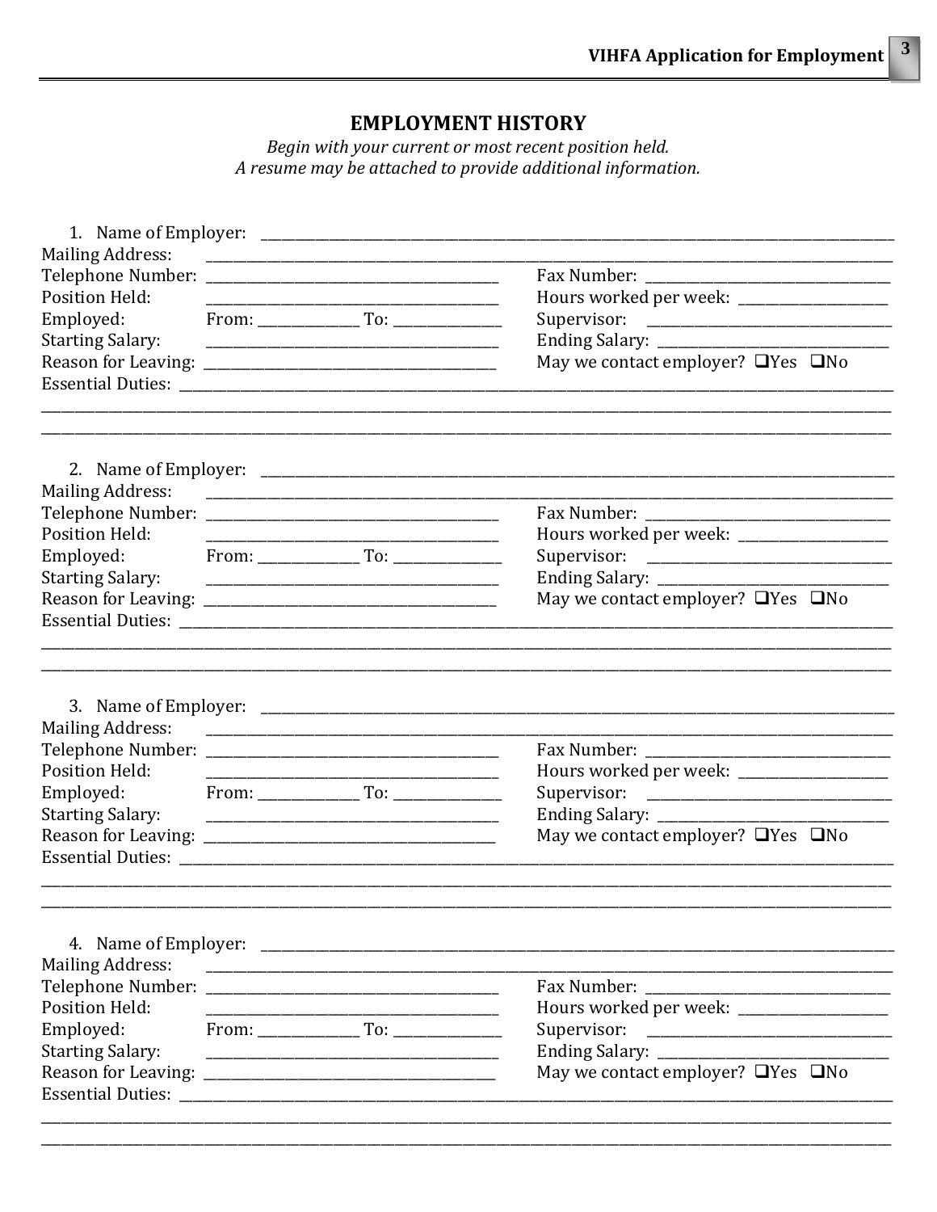## EMPLOYMENT HISTORY

*Begin with your current or most recent position held.*
*A resume may be attached to provide additional information.*

1. Name of Employer: ______________________________________________

Mailing Address: ______________________________________________

Telephone Number: ____________________ Fax Number: ____________________

Position Held: ____________________ Hours worked per week: ____________

Employed: From: __________ To: __________ Supervisor: ____________________

Starting Salary: ____________________ Ending Salary: ____________________

Reason for Leaving: ____________________ May we contact employer? ❑Yes ❑No

Essential Duties: ______________________________________________

______________________________________________

______________________________________________

2. Name of Employer: ______________________________________________

Mailing Address: ______________________________________________

Telephone Number: ____________________ Fax Number: ____________________

Position Held: ____________________ Hours worked per week: ____________

Employed: From: __________ To: __________ Supervisor: ____________________

Starting Salary: ____________________ Ending Salary: ____________________

Reason for Leaving: ____________________ May we contact employer? ❑Yes ❑No

Essential Duties: ______________________________________________

______________________________________________

______________________________________________

3. Name of Employer: ______________________________________________

Mailing Address: ______________________________________________

Telephone Number: ____________________ Fax Number: ____________________

Position Held: ____________________ Hours worked per week: ____________

Employed: From: __________ To: __________ Supervisor: ____________________

Starting Salary: ____________________ Ending Salary: ____________________

Reason for Leaving: ____________________ May we contact employer? ❑Yes ❑No

Essential Duties: ______________________________________________

______________________________________________

______________________________________________

4. Name of Employer: ______________________________________________

Mailing Address: ______________________________________________

Telephone Number: ____________________ Fax Number: ____________________

Position Held: ____________________ Hours worked per week: ____________

Employed: From: __________ To: __________ Supervisor: ____________________

Starting Salary: ____________________ Ending Salary: ____________________

Reason for Leaving: ____________________ May we contact employer? ❑Yes ❑No

Essential Duties: ______________________________________________

______________________________________________

______________________________________________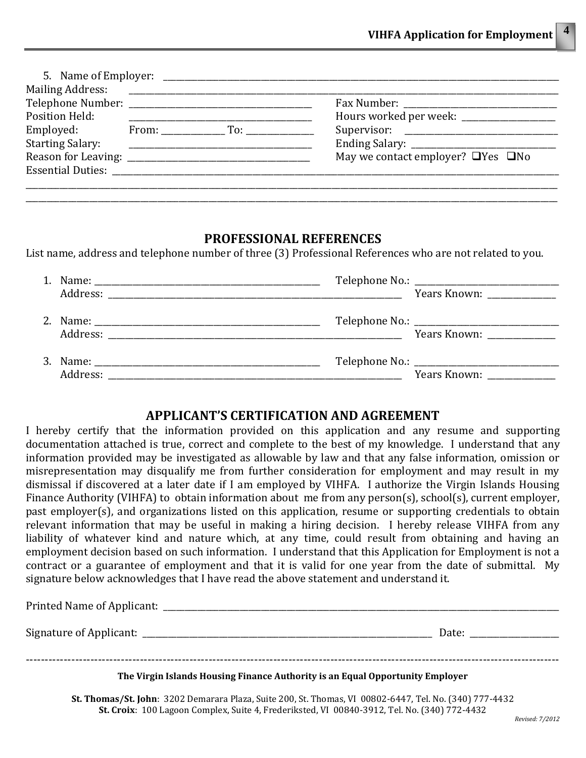5. Name of Employer: ________________________________________________

Mailing Address: ________________________________________________

Telephone Number: ____________________ Fax Number: ____________________

Position Held: ____________________ Hours worked per week: ____________

Employed: From: __________ To: __________ Supervisor: ____________________

Starting Salary: ____________________ Ending Salary: ____________________

Reason for Leaving: ____________________ May we contact employer? ❑Yes ❑No

Essential Duties: ________________________________________________

________________________________________________

________________________________________________

## PROFESSIONAL REFERENCES

List name, address and telephone number of three (3) Professional References who are not related to you.

1. Name: ______________________________ Telephone No.: ____________________
   Address: ______________________________ Years Known: __________

2. Name: ______________________________ Telephone No.: ____________________
   Address: ______________________________ Years Known: __________

3. Name: ______________________________ Telephone No.: ____________________
   Address: ______________________________ Years Known: __________

## APPLICANT'S CERTIFICATION AND AGREEMENT

I hereby certify that the information provided on this application and any resume and supporting documentation attached is true, correct and complete to the best of my knowledge. I understand that any information provided may be investigated as allowable by law and that any false information, omission or misrepresentation may disqualify me from further consideration for employment and may result in my dismissal if discovered at a later date if I am employed by VIHFA. I authorize the Virgin Islands Housing Finance Authority (VIHFA) to obtain information about me from any person(s), school(s), current employer, past employer(s), and organizations listed on this application, resume or supporting credentials to obtain relevant information that may be useful in making a hiring decision. I hereby release VIHFA from any liability of whatever kind and nature which, at any time, could result from obtaining and having an employment decision based on such information. I understand that this Application for Employment is not a contract or a guarantee of employment and that it is valid for one year from the date of submittal. My signature below acknowledges that I have read the above statement and understand it.

Printed Name of Applicant: ________________________________________________

Signature of Applicant: ______________________________ Date: ____________

---

**The Virgin Islands Housing Finance Authority is an Equal Opportunity Employer**

**St. Thomas/St. John**: 3202 Demarara Plaza, Suite 200, St. Thomas, VI 00802-6447, Tel. No. (340) 777-4432
**St. Croix**: 100 Lagoon Complex, Suite 4, Frederiksted, VI 00840-3912, Tel. No. (340) 772-4432

*Revised: 7/2012*